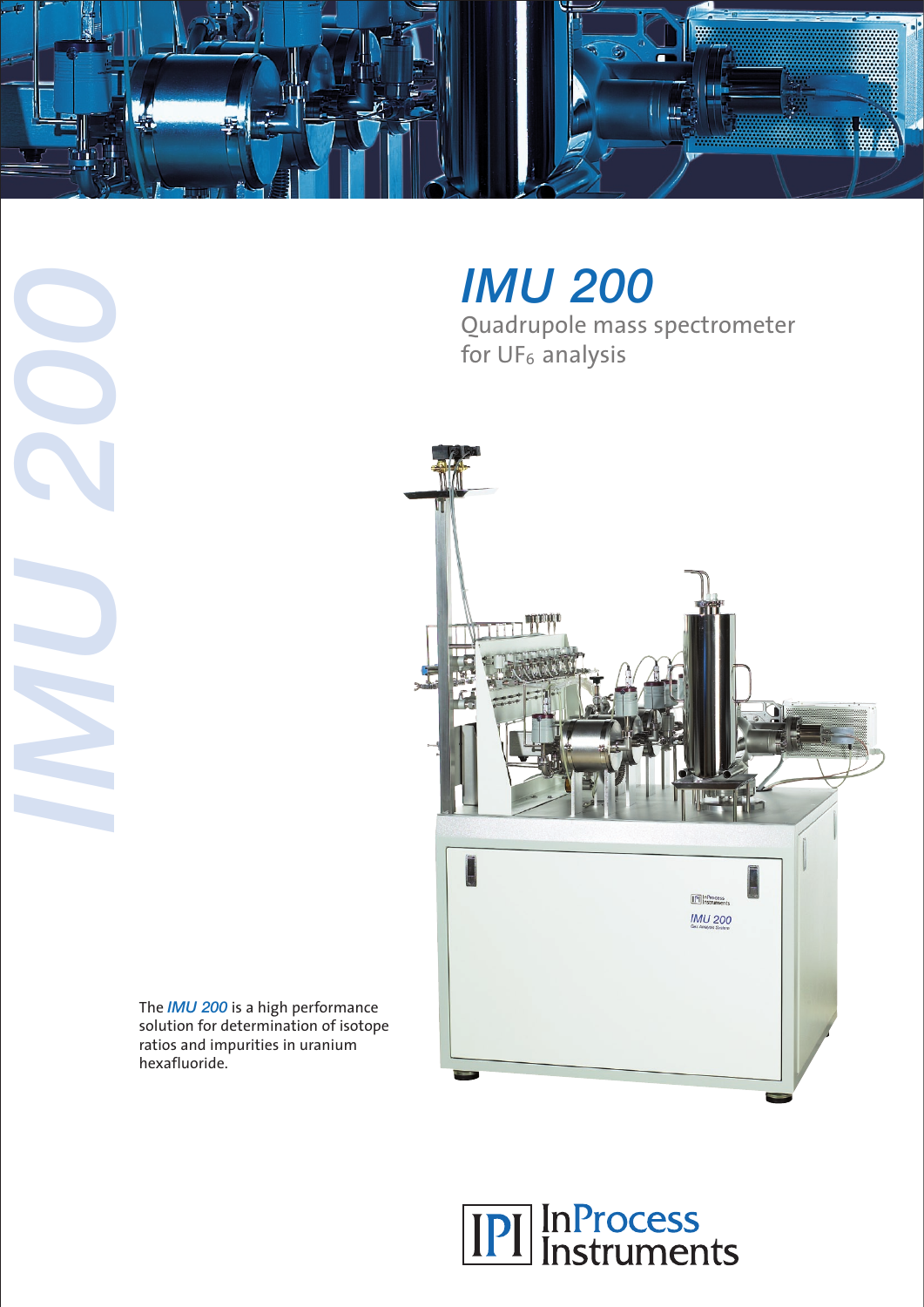# IMU 200

Quadrupole mass spectrometer for $UF_6$ analysis

The *IMU 200* is a high performance solution for determination of isotope ratios and impurities in uranium hexafluoride.

InProcess Instruments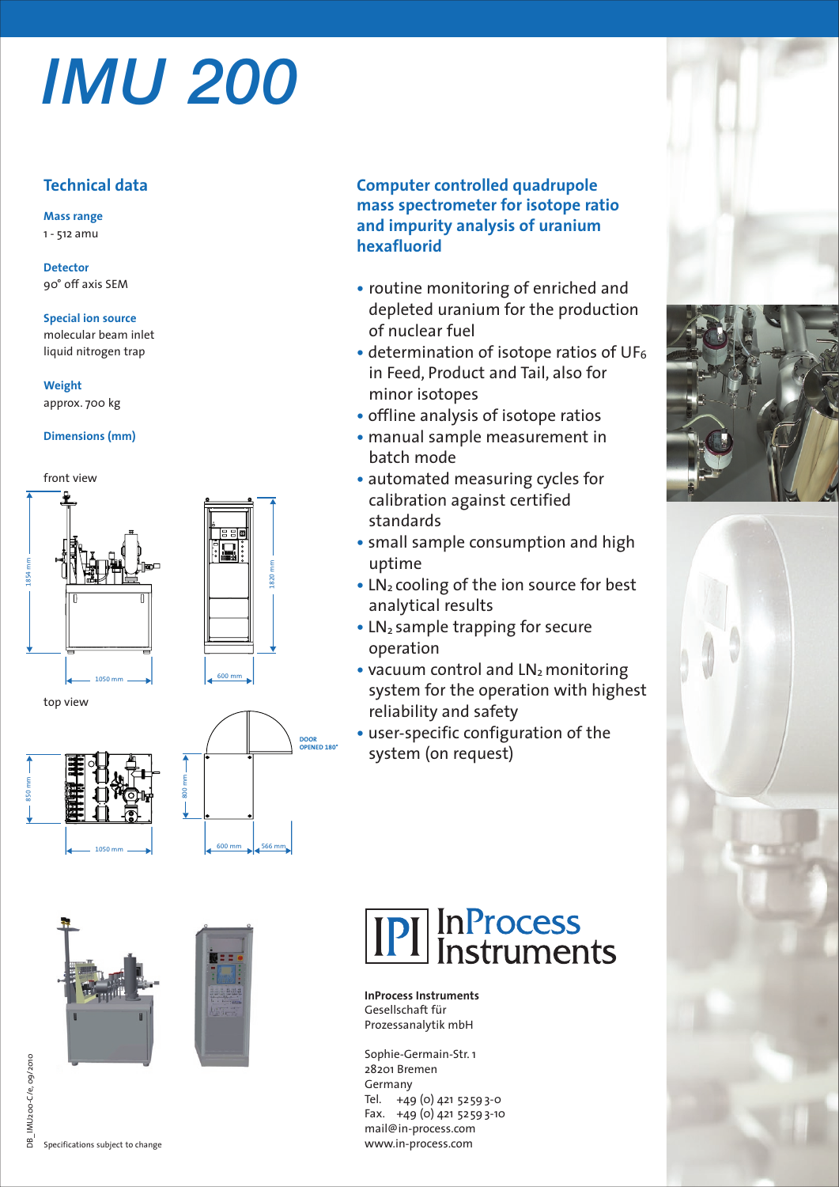# IMU 200

## Technical data

**Mass range**
1 - 512 amu

**Detector**
90° off axis SEM

**Special ion source**
molecular beam inlet
liquid nitrogen trap

**Weight**
approx. 700 kg

**Dimensions (mm)**

front view

1854 mm
1050 mm
1820 mm
600 mm

top view

850 mm
1050 mm
800 mm
600 mm
566 mm
DOOR OPENED 180°

## Computer controlled quadrupole mass spectrometer for isotope ratio and impurity analysis of uranium hexafluorid

- routine monitoring of enriched and depleted uranium for the production of nuclear fuel
- determination of isotope ratios of $UF_6$ in Feed, Product and Tail, also for minor isotopes
- offline analysis of isotope ratios
- manual sample measurement in batch mode
- automated measuring cycles for calibration against certified standards
- small sample consumption and high uptime
- $LN_2$ cooling of the ion source for best analytical results
- $LN_2$ sample trapping for secure operation
- vacuum control and $LN_2$ monitoring system for the operation with highest reliability and safety
- user-specific configuration of the system (on request)

IPI InProcess Instruments

**InProcess Instruments**
Gesellschaft für
Prozessanalytik mbH

Sophie-Germain-Str. 1
28201 Bremen
Germany
Tel. +49 (0) 421 52593-0
Fax. +49 (0) 421 52593-10
mail@in-process.com
www.in-process.com

DB_IMU200-C/e, 09/2010

Specifications subject to change